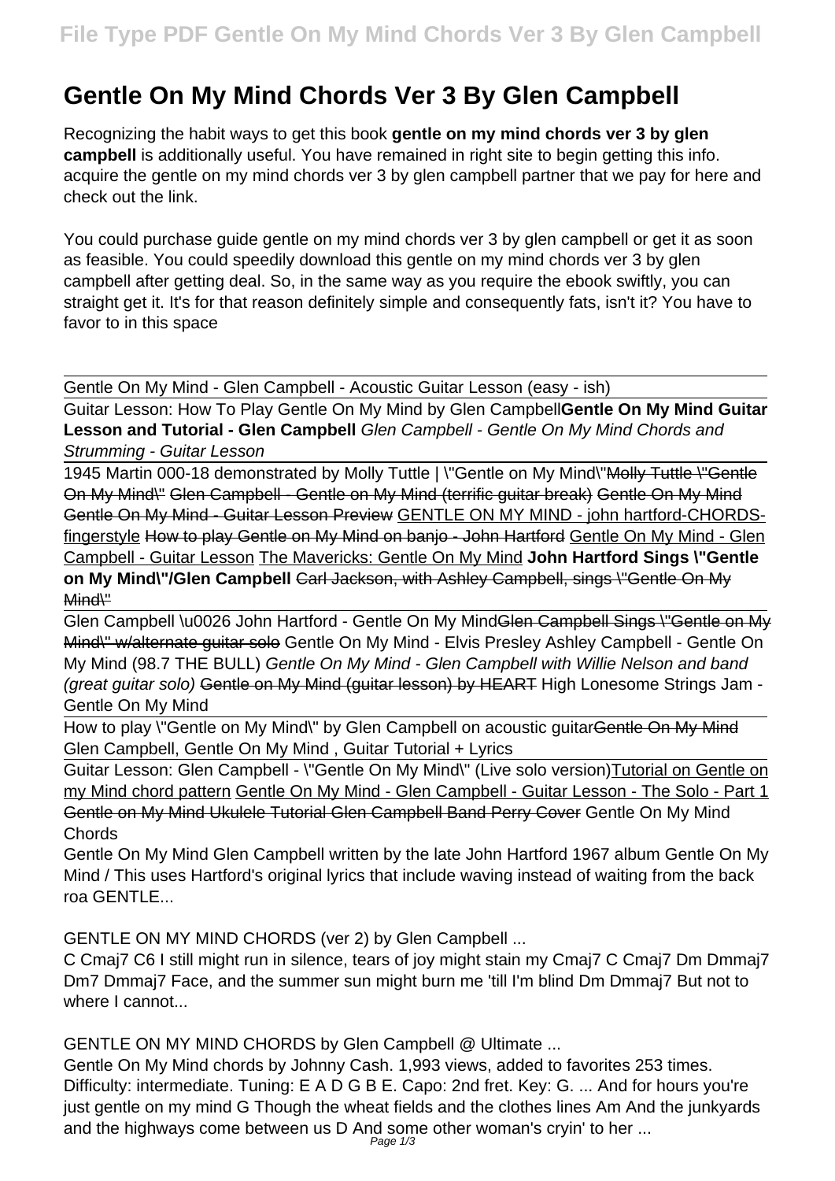# Gentle On My Mind Chords Ver 3 By Glen Campbell

Recognizing the habit ways to get this book **gentle on my mind chords ver 3 by glen campbell** is additionally useful. You have remained in right site to begin getting this info. acquire the gentle on my mind chords ver 3 by glen campbell partner that we pay for here and check out the link.

You could purchase guide gentle on my mind chords ver 3 by glen campbell or get it as soon as feasible. You could speedily download this gentle on my mind chords ver 3 by glen campbell after getting deal. So, in the same way as you require the ebook swiftly, you can straight get it. It's for that reason definitely simple and consequently fats, isn't it? You have to favor to in this space

Gentle On My Mind - Glen Campbell - Acoustic Guitar Lesson (easy - ish)

Guitar Lesson: How To Play Gentle On My Mind by Glen Campbell **Gentle On My Mind Guitar Lesson and Tutorial - Glen Campbell** *Glen Campbell - Gentle On My Mind Chords and Strumming - Guitar Lesson*

1945 Martin 000-18 demonstrated by Molly Tuttle | \"Gentle on My Mind\" ~~Molly Tuttle \"Gentle On My Mind\"~~ ~~Glen Campbell - Gentle on My Mind (terrific guitar break)~~ ~~Gentle On My Mind~~ ~~Gentle On My Mind - Guitar Lesson Preview~~ GENTLE ON MY MIND - john hartford-CHORDS-fingerstyle ~~How to play Gentle on My Mind on banjo - John Hartford~~ Gentle On My Mind - Glen Campbell - Guitar Lesson The Mavericks: Gentle On My Mind **John Hartford Sings \"Gentle on My Mind\"/Glen Campbell** ~~Carl Jackson, with Ashley Campbell, sings \"Gentle On My Mind\"~~

Glen Campbell \u0026 John Hartford - Gentle On My Mind ~~Glen Campbell Sings \"Gentle on My Mind\" w/alternate guitar solo~~ Gentle On My Mind - Elvis Presley Ashley Campbell - Gentle On My Mind (98.7 THE BULL) *Gentle On My Mind - Glen Campbell with Willie Nelson and band (great guitar solo)* ~~Gentle on My Mind (guitar lesson) by HEART~~ High Lonesome Strings Jam - Gentle On My Mind

How to play \"Gentle on My Mind\" by Glen Campbell on acoustic guitar ~~Gentle On My Mind~~ Glen Campbell, Gentle On My Mind , Guitar Tutorial + Lyrics

Guitar Lesson: Glen Campbell - \"Gentle On My Mind\" (Live solo version) Tutorial on Gentle on my Mind chord pattern Gentle On My Mind - Glen Campbell - Guitar Lesson - The Solo - Part 1 ~~Gentle on My Mind Ukulele Tutorial Glen Campbell Band Perry Cover~~ Gentle On My Mind Chords

Gentle On My Mind Glen Campbell written by the late John Hartford 1967 album Gentle On My Mind / This uses Hartford's original lyrics that include waving instead of waiting from the back roa GENTLE...

GENTLE ON MY MIND CHORDS (ver 2) by Glen Campbell ...

C Cmaj7 C6 I still might run in silence, tears of joy might stain my Cmaj7 C Cmaj7 Dm Dmmaj7 Dm7 Dmmaj7 Face, and the summer sun might burn me 'till I'm blind Dm Dmmaj7 But not to where I cannot...

GENTLE ON MY MIND CHORDS by Glen Campbell @ Ultimate ...

Gentle On My Mind chords by Johnny Cash. 1,993 views, added to favorites 253 times. Difficulty: intermediate. Tuning: E A D G B E. Capo: 2nd fret. Key: G. ... And for hours you're just gentle on my mind G Though the wheat fields and the clothes lines Am And the junkyards and the highways come between us D And some other woman's cryin' to her ...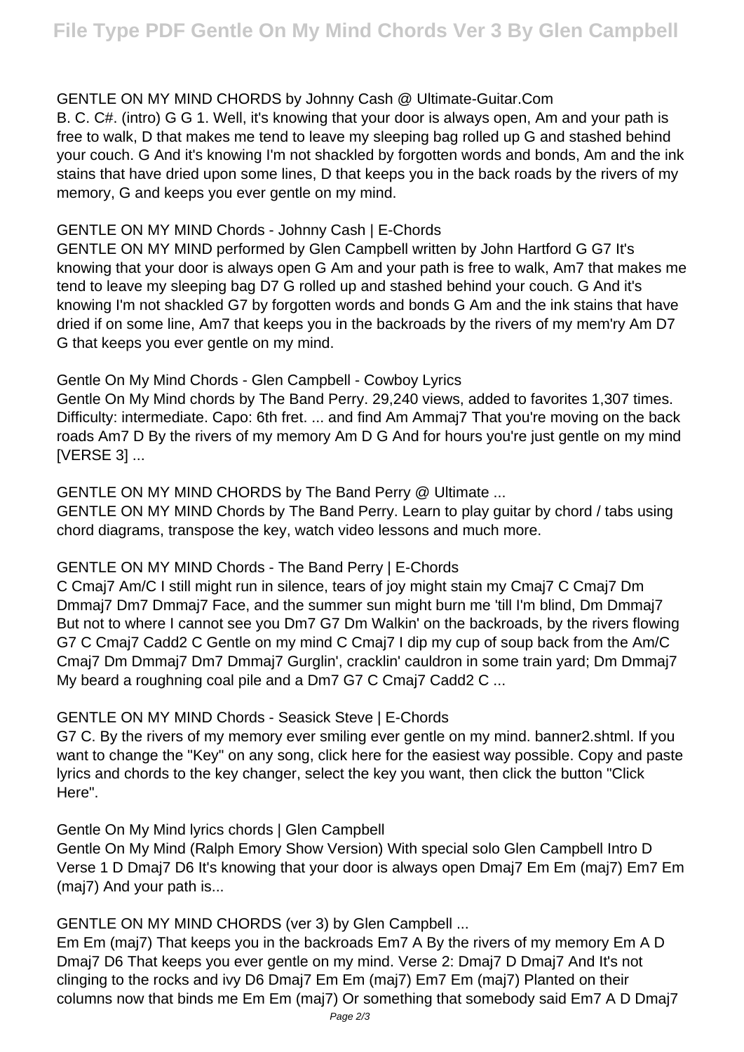GENTLE ON MY MIND CHORDS by Johnny Cash @ Ultimate-Guitar.Com

B. C. C#. (intro) G G 1. Well, it's knowing that your door is always open, Am and your path is free to walk, D that makes me tend to leave my sleeping bag rolled up G and stashed behind your couch. G And it's knowing I'm not shackled by forgotten words and bonds, Am and the ink stains that have dried upon some lines, D that keeps you in the back roads by the rivers of my memory, G and keeps you ever gentle on my mind.

GENTLE ON MY MIND Chords - Johnny Cash | E-Chords

GENTLE ON MY MIND performed by Glen Campbell written by John Hartford G G7 It's knowing that your door is always open G Am and your path is free to walk, Am7 that makes me tend to leave my sleeping bag D7 G rolled up and stashed behind your couch. G And it's knowing I'm not shackled G7 by forgotten words and bonds G Am and the ink stains that have dried if on some line, Am7 that keeps you in the backroads by the rivers of my mem'ry Am D7 G that keeps you ever gentle on my mind.

Gentle On My Mind Chords - Glen Campbell - Cowboy Lyrics

Gentle On My Mind chords by The Band Perry. 29,240 views, added to favorites 1,307 times. Difficulty: intermediate. Capo: 6th fret. ... and find Am Ammaj7 That you're moving on the back roads Am7 D By the rivers of my memory Am D G And for hours you're just gentle on my mind [VERSE 3] ...

GENTLE ON MY MIND CHORDS by The Band Perry @ Ultimate ...

GENTLE ON MY MIND Chords by The Band Perry. Learn to play guitar by chord / tabs using chord diagrams, transpose the key, watch video lessons and much more.

GENTLE ON MY MIND Chords - The Band Perry | E-Chords

C Cmaj7 Am/C I still might run in silence, tears of joy might stain my Cmaj7 C Cmaj7 Dm Dmmaj7 Dm7 Dmmaj7 Face, and the summer sun might burn me 'till I'm blind, Dm Dmmaj7 But not to where I cannot see you Dm7 G7 Dm Walkin' on the backroads, by the rivers flowing G7 C Cmaj7 Cadd2 C Gentle on my mind C Cmaj7 I dip my cup of soup back from the Am/C Cmaj7 Dm Dmmaj7 Dm7 Dmmaj7 Gurglin', cracklin' cauldron in some train yard; Dm Dmmaj7 My beard a roughning coal pile and a Dm7 G7 C Cmaj7 Cadd2 C ...

GENTLE ON MY MIND Chords - Seasick Steve | E-Chords

G7 C. By the rivers of my memory ever smiling ever gentle on my mind. banner2.shtml. If you want to change the "Key" on any song, click here for the easiest way possible. Copy and paste lyrics and chords to the key changer, select the key you want, then click the button "Click Here".

Gentle On My Mind lyrics chords | Glen Campbell

Gentle On My Mind (Ralph Emory Show Version) With special solo Glen Campbell Intro D Verse 1 D Dmaj7 D6 It's knowing that your door is always open Dmaj7 Em Em (maj7) Em7 Em (maj7) And your path is...

GENTLE ON MY MIND CHORDS (ver 3) by Glen Campbell ...

Em Em (maj7) That keeps you in the backroads Em7 A By the rivers of my memory Em A D Dmaj7 D6 That keeps you ever gentle on my mind. Verse 2: Dmaj7 D Dmaj7 And It's not clinging to the rocks and ivy D6 Dmaj7 Em Em (maj7) Em7 Em (maj7) Planted on their columns now that binds me Em Em (maj7) Or something that somebody said Em7 A D Dmaj7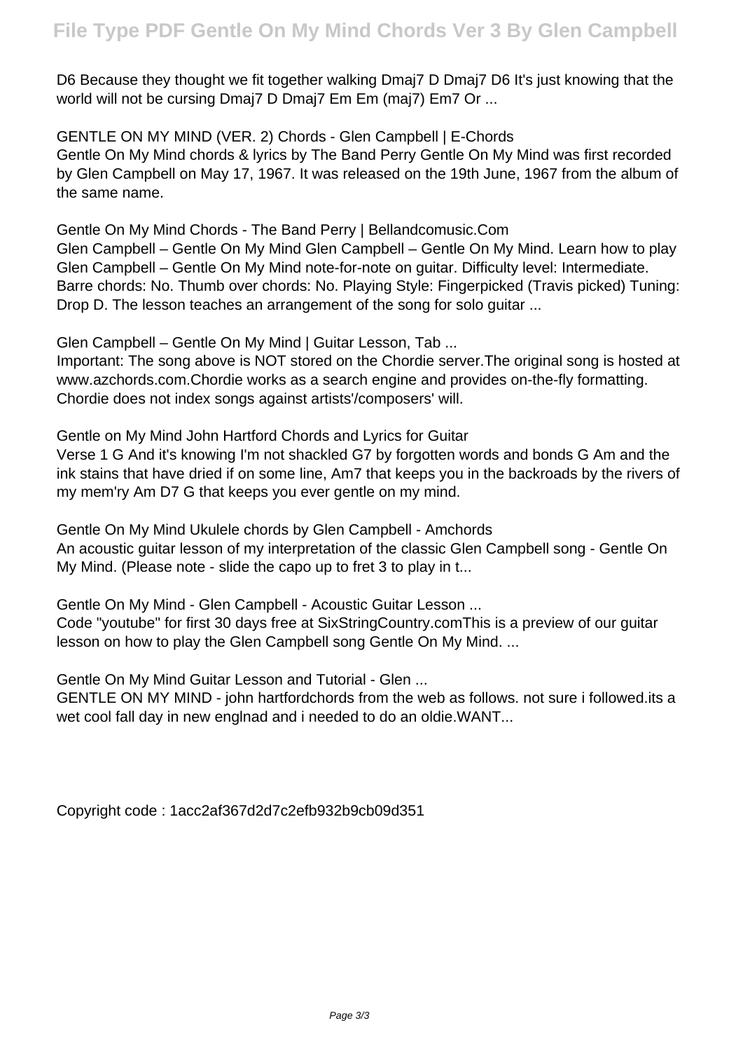D6 Because they thought we fit together walking Dmaj7 D Dmaj7 D6 It's just knowing that the world will not be cursing Dmaj7 D Dmaj7 Em Em (maj7) Em7 Or ...

GENTLE ON MY MIND (VER. 2) Chords - Glen Campbell | E-Chords
Gentle On My Mind chords & lyrics by The Band Perry Gentle On My Mind was first recorded by Glen Campbell on May 17, 1967. It was released on the 19th June, 1967 from the album of the same name.

Gentle On My Mind Chords - The Band Perry | Bellandcomusic.Com
Glen Campbell – Gentle On My Mind Glen Campbell – Gentle On My Mind. Learn how to play Glen Campbell – Gentle On My Mind note-for-note on guitar. Difficulty level: Intermediate. Barre chords: No. Thumb over chords: No. Playing Style: Fingerpicked (Travis picked) Tuning: Drop D. The lesson teaches an arrangement of the song for solo guitar ...

Glen Campbell – Gentle On My Mind | Guitar Lesson, Tab ...
Important: The song above is NOT stored on the Chordie server.The original song is hosted at www.azchords.com.Chordie works as a search engine and provides on-the-fly formatting. Chordie does not index songs against artists'/composers' will.

Gentle on My Mind John Hartford Chords and Lyrics for Guitar
Verse 1 G And it's knowing I'm not shackled G7 by forgotten words and bonds G Am and the ink stains that have dried if on some line, Am7 that keeps you in the backroads by the rivers of my mem'ry Am D7 G that keeps you ever gentle on my mind.

Gentle On My Mind Ukulele chords by Glen Campbell - Amchords
An acoustic guitar lesson of my interpretation of the classic Glen Campbell song - Gentle On My Mind. (Please note - slide the capo up to fret 3 to play in t...

Gentle On My Mind - Glen Campbell - Acoustic Guitar Lesson ...
Code "youtube" for first 30 days free at SixStringCountry.comThis is a preview of our guitar lesson on how to play the Glen Campbell song Gentle On My Mind. ...

Gentle On My Mind Guitar Lesson and Tutorial - Glen ...
GENTLE ON MY MIND - john hartfordchords from the web as follows. not sure i followed.its a wet cool fall day in new englnad and i needed to do an oldie.WANT...

Copyright code : 1acc2af367d2d7c2efb932b9cb09d351